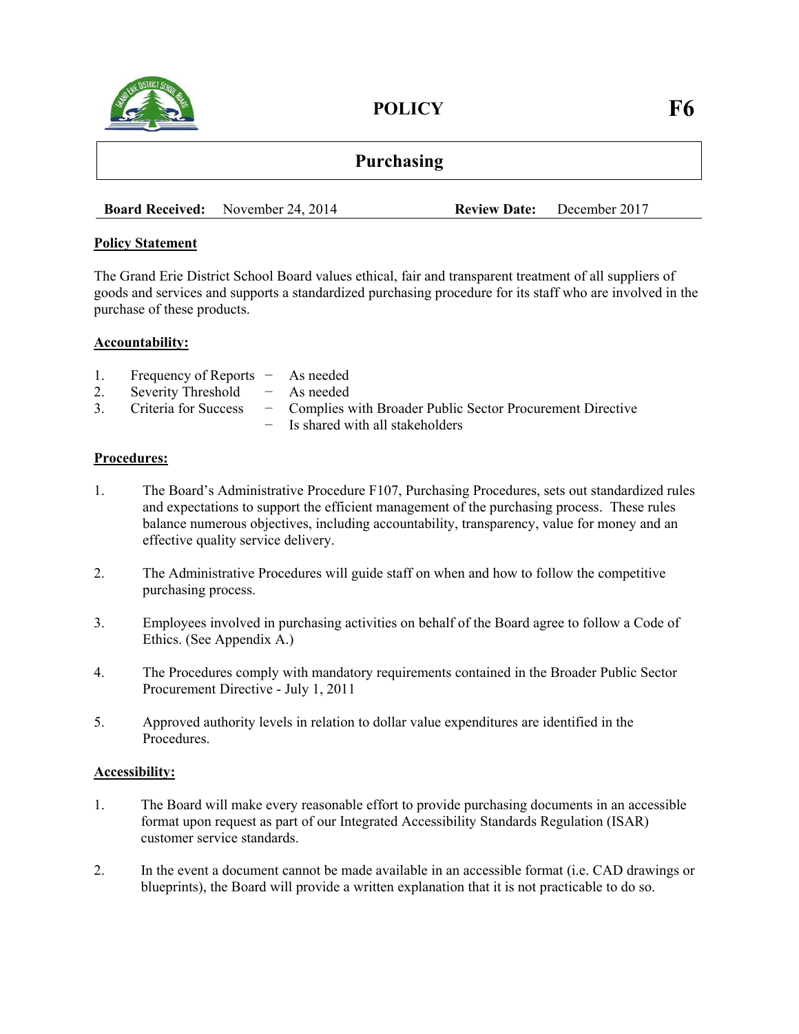# POLICY F6

## Purchasing

**Board Received:** November 24, 2014 **Review Date:** December 2017

**Policy Statement**

The Grand Erie District School Board values ethical, fair and transparent treatment of all suppliers of goods and services and supports a standardized purchasing procedure for its staff who are involved in the purchase of these products.

**Accountability:**

1. Frequency of Reports − As needed
2. Severity Threshold − As needed
3. Criteria for Success − Complies with Broader Public Sector Procurement Directive
   − Is shared with all stakeholders

**Procedures:**

1. The Board's Administrative Procedure F107, Purchasing Procedures, sets out standardized rules and expectations to support the efficient management of the purchasing process. These rules balance numerous objectives, including accountability, transparency, value for money and an effective quality service delivery.

2. The Administrative Procedures will guide staff on when and how to follow the competitive purchasing process.

3. Employees involved in purchasing activities on behalf of the Board agree to follow a Code of Ethics. (See Appendix A.)

4. The Procedures comply with mandatory requirements contained in the Broader Public Sector Procurement Directive - July 1, 2011

5. Approved authority levels in relation to dollar value expenditures are identified in the Procedures.

**Accessibility:**

1. The Board will make every reasonable effort to provide purchasing documents in an accessible format upon request as part of our Integrated Accessibility Standards Regulation (ISAR) customer service standards.

2. In the event a document cannot be made available in an accessible format (i.e. CAD drawings or blueprints), the Board will provide a written explanation that it is not practicable to do so.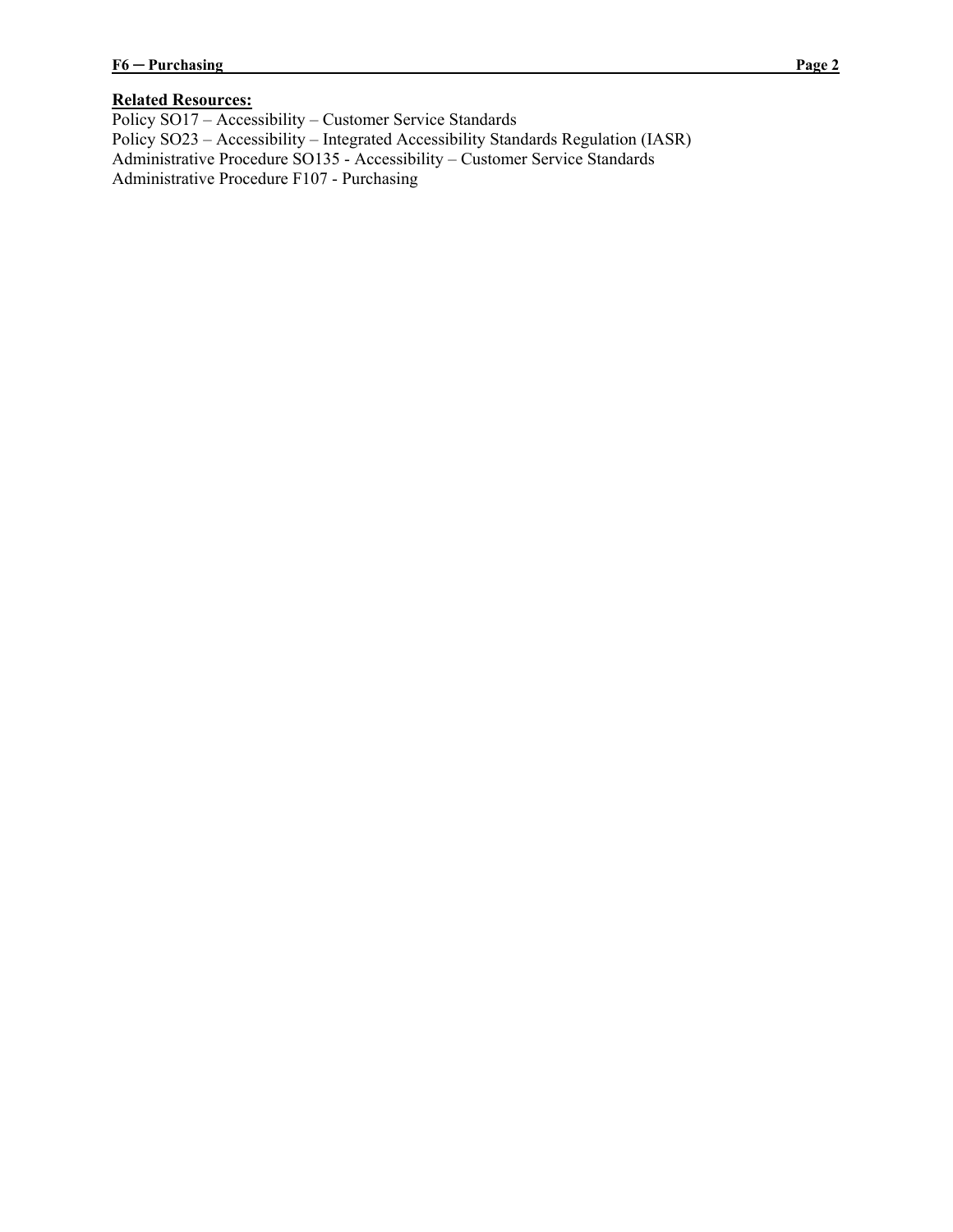**Related Resources:**

Policy SO17 – Accessibility – Customer Service Standards
Policy SO23 – Accessibility – Integrated Accessibility Standards Regulation (IASR)
Administrative Procedure SO135 - Accessibility – Customer Service Standards
Administrative Procedure F107 - Purchasing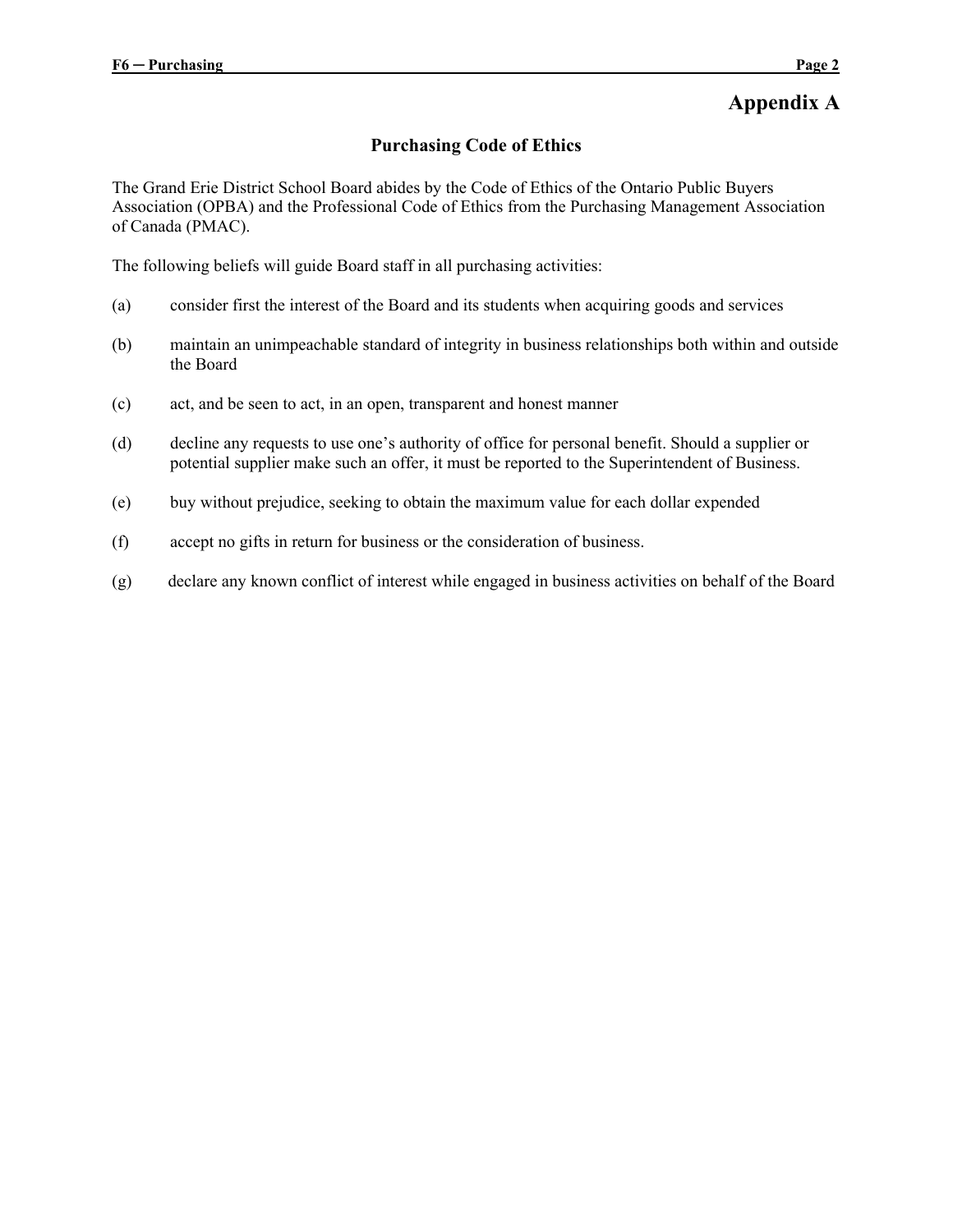# Appendix A

## Purchasing Code of Ethics

The Grand Erie District School Board abides by the Code of Ethics of the Ontario Public Buyers Association (OPBA) and the Professional Code of Ethics from the Purchasing Management Association of Canada (PMAC).

The following beliefs will guide Board staff in all purchasing activities:

(a) consider first the interest of the Board and its students when acquiring goods and services

(b) maintain an unimpeachable standard of integrity in business relationships both within and outside the Board

(c) act, and be seen to act, in an open, transparent and honest manner

(d) decline any requests to use one's authority of office for personal benefit. Should a supplier or potential supplier make such an offer, it must be reported to the Superintendent of Business.

(e) buy without prejudice, seeking to obtain the maximum value for each dollar expended

(f) accept no gifts in return for business or the consideration of business.

(g) declare any known conflict of interest while engaged in business activities on behalf of the Board